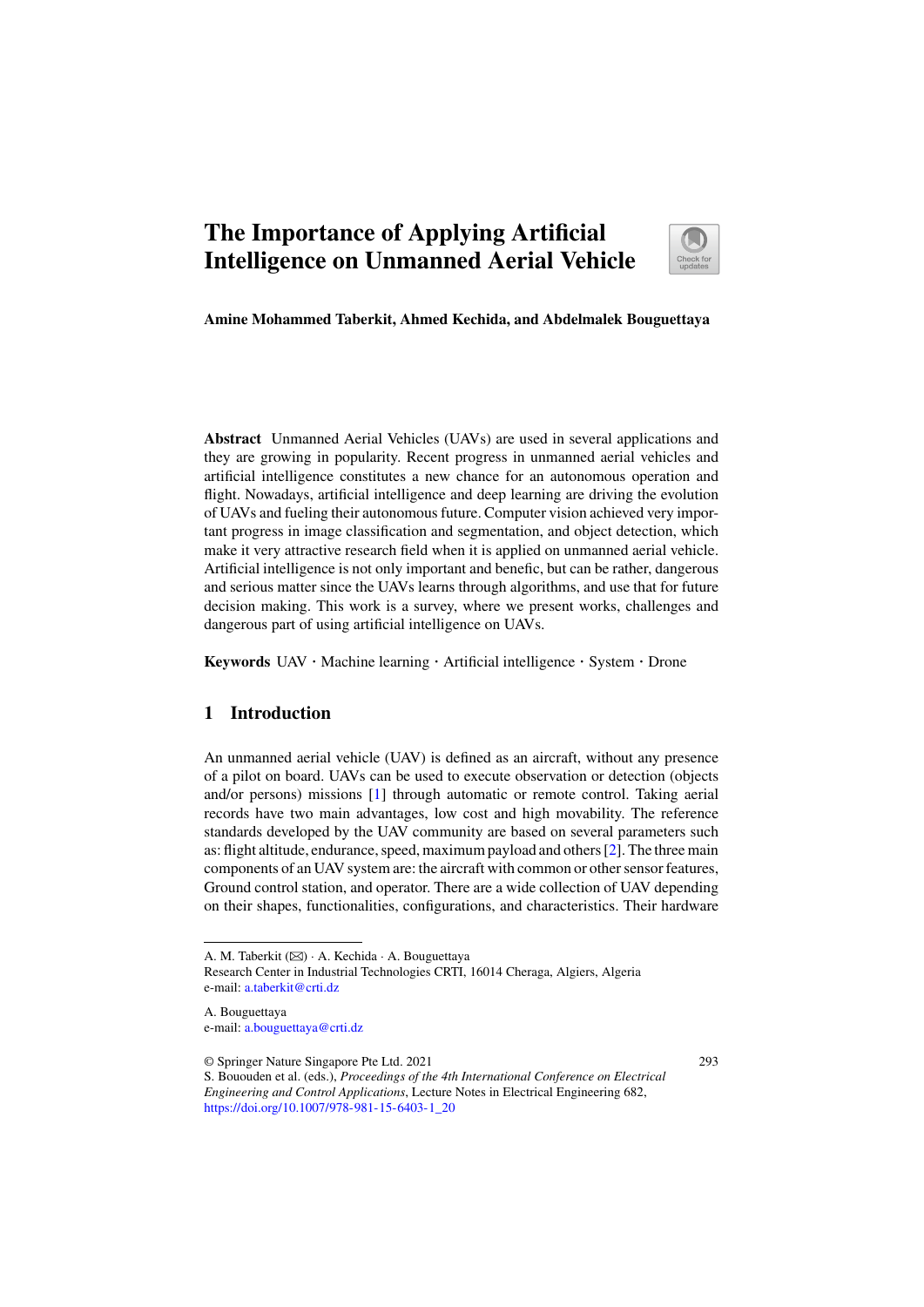# The Importance of Applying Artificial Intelligence on Unmanned Aerial Vehicle

**Amine Mohammed Taberkit, Ahmed Kechida, and Abdelmalek Bouguettaya**

**Abstract** Unmanned Aerial Vehicles (UAVs) are used in several applications and they are growing in popularity. Recent progress in unmanned aerial vehicles and artificial intelligence constitutes a new chance for an autonomous operation and flight. Nowadays, artificial intelligence and deep learning are driving the evolution of UAVs and fueling their autonomous future. Computer vision achieved very important progress in image classification and segmentation, and object detection, which make it very attractive research field when it is applied on unmanned aerial vehicle. Artificial intelligence is not only important and benefic, but can be rather, dangerous and serious matter since the UAVs learns through algorithms, and use that for future decision making. This work is a survey, where we present works, challenges and dangerous part of using artificial intelligence on UAVs.

**Keywords** UAV · Machine learning · Artificial intelligence · System · Drone

## 1 Introduction

An unmanned aerial vehicle (UAV) is defined as an aircraft, without any presence of a pilot on board. UAVs can be used to execute observation or detection (objects and/or persons) missions [1] through automatic or remote control. Taking aerial records have two main advantages, low cost and high movability. The reference standards developed by the UAV community are based on several parameters such as: flight altitude, endurance, speed, maximum payload and others [2]. The three main components of an UAV system are: the aircraft with common or other sensor features, Ground control station, and operator. There are a wide collection of UAV depending on their shapes, functionalities, configurations, and characteristics. Their hardware

---

A. M. Taberkit (✉) · A. Kechida · A. Bouguettaya
Research Center in Industrial Technologies CRTI, 16014 Cheraga, Algiers, Algeria
e-mail: a.taberkit@crti.dz

A. Bouguettaya
e-mail: a.bouguettaya@crti.dz

© Springer Nature Singapore Pte Ltd. 2021
S. Bououden et al. (eds.), *Proceedings of the 4th International Conference on Electrical Engineering and Control Applications*, Lecture Notes in Electrical Engineering 682,
https://doi.org/10.1007/978-981-15-6403-1_20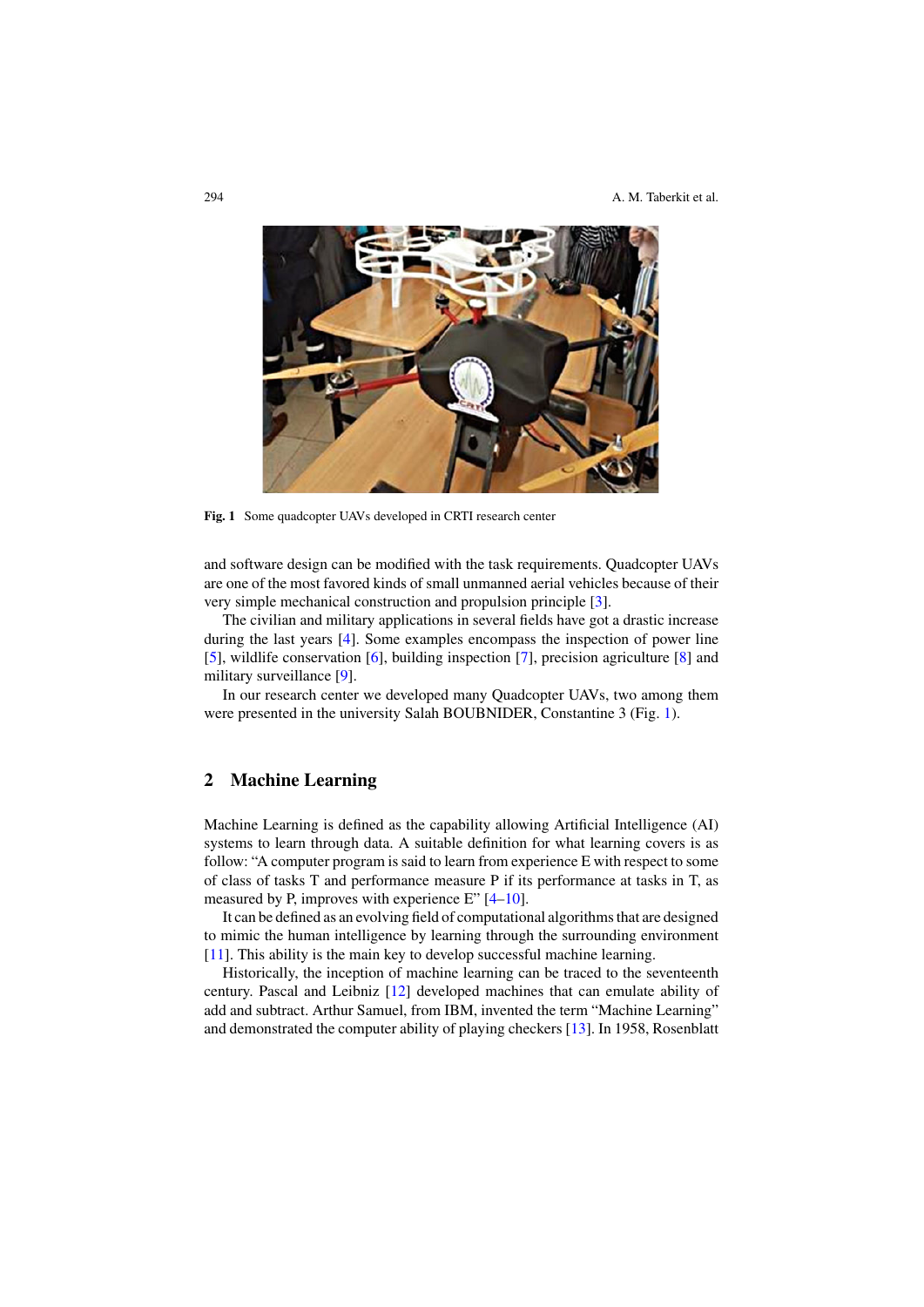Fig. 1 Some quadcopter UAVs developed in CRTI research center

and software design can be modified with the task requirements. Quadcopter UAVs are one of the most favored kinds of small unmanned aerial vehicles because of their very simple mechanical construction and propulsion principle [3].

The civilian and military applications in several fields have got a drastic increase during the last years [4]. Some examples encompass the inspection of power line [5], wildlife conservation [6], building inspection [7], precision agriculture [8] and military surveillance [9].

In our research center we developed many Quadcopter UAVs, two among them were presented in the university Salah BOUBNIDER, Constantine 3 (Fig. 1).

## 2 Machine Learning

Machine Learning is defined as the capability allowing Artificial Intelligence (AI) systems to learn through data. A suitable definition for what learning covers is as follow: "A computer program is said to learn from experience E with respect to some of class of tasks T and performance measure P if its performance at tasks in T, as measured by P, improves with experience E" [4–10].

It can be defined as an evolving field of computational algorithms that are designed to mimic the human intelligence by learning through the surrounding environment [11]. This ability is the main key to develop successful machine learning.

Historically, the inception of machine learning can be traced to the seventeenth century. Pascal and Leibniz [12] developed machines that can emulate ability of add and subtract. Arthur Samuel, from IBM, invented the term "Machine Learning" and demonstrated the computer ability of playing checkers [13]. In 1958, Rosenblatt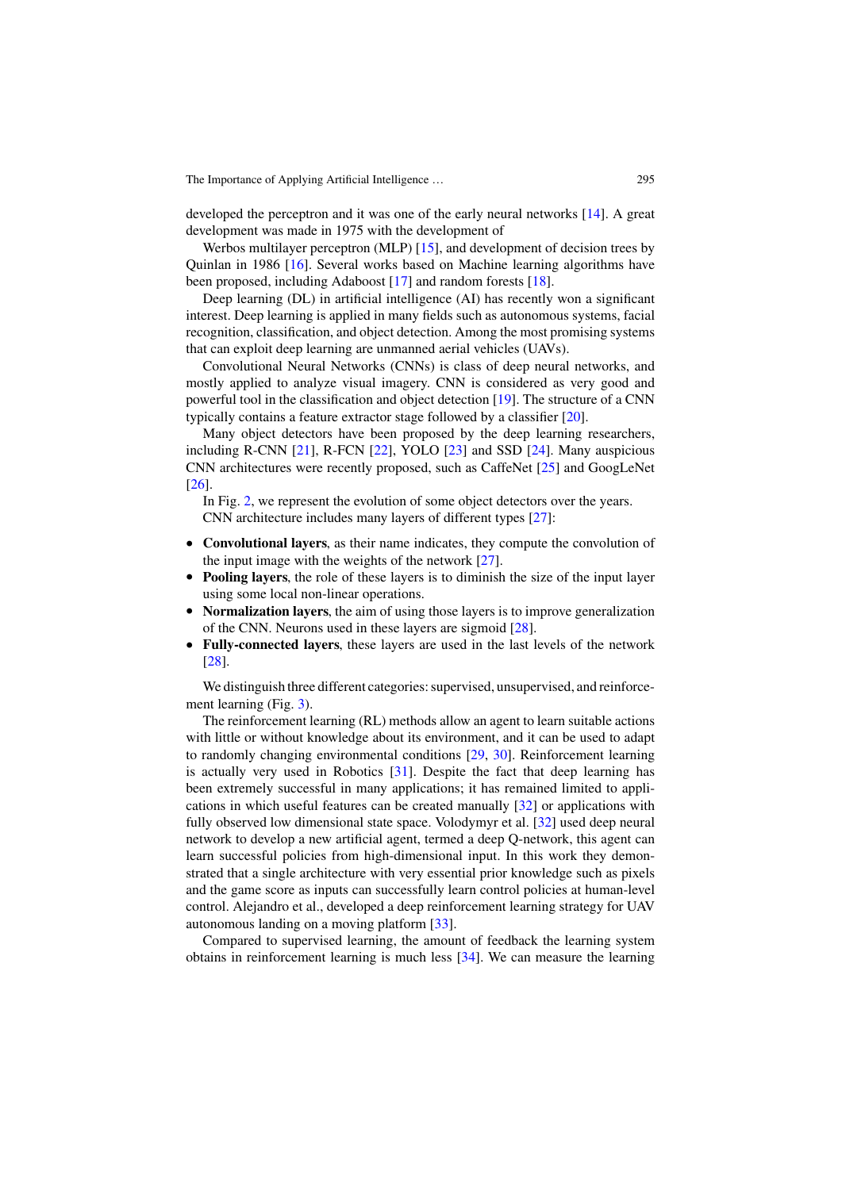developed the perceptron and it was one of the early neural networks [14]. A great development was made in 1975 with the development of

Werbos multilayer perceptron (MLP) [15], and development of decision trees by Quinlan in 1986 [16]. Several works based on Machine learning algorithms have been proposed, including Adaboost [17] and random forests [18].

Deep learning (DL) in artificial intelligence (AI) has recently won a significant interest. Deep learning is applied in many fields such as autonomous systems, facial recognition, classification, and object detection. Among the most promising systems that can exploit deep learning are unmanned aerial vehicles (UAVs).

Convolutional Neural Networks (CNNs) is class of deep neural networks, and mostly applied to analyze visual imagery. CNN is considered as very good and powerful tool in the classification and object detection [19]. The structure of a CNN typically contains a feature extractor stage followed by a classifier [20].

Many object detectors have been proposed by the deep learning researchers, including R-CNN [21], R-FCN [22], YOLO [23] and SSD [24]. Many auspicious CNN architectures were recently proposed, such as CaffeNet [25] and GoogLeNet [26].

In Fig. 2, we represent the evolution of some object detectors over the years.

CNN architecture includes many layers of different types [27]:

- **Convolutional layers**, as their name indicates, they compute the convolution of the input image with the weights of the network [27].
- **Pooling layers**, the role of these layers is to diminish the size of the input layer using some local non-linear operations.
- **Normalization layers**, the aim of using those layers is to improve generalization of the CNN. Neurons used in these layers are sigmoid [28].
- **Fully-connected layers**, these layers are used in the last levels of the network [28].

We distinguish three different categories: supervised, unsupervised, and reinforcement learning (Fig. 3).

The reinforcement learning (RL) methods allow an agent to learn suitable actions with little or without knowledge about its environment, and it can be used to adapt to randomly changing environmental conditions [29, 30]. Reinforcement learning is actually very used in Robotics [31]. Despite the fact that deep learning has been extremely successful in many applications; it has remained limited to applications in which useful features can be created manually [32] or applications with fully observed low dimensional state space. Volodymyr et al. [32] used deep neural network to develop a new artificial agent, termed a deep Q-network, this agent can learn successful policies from high-dimensional input. In this work they demonstrated that a single architecture with very essential prior knowledge such as pixels and the game score as inputs can successfully learn control policies at human-level control. Alejandro et al., developed a deep reinforcement learning strategy for UAV autonomous landing on a moving platform [33].

Compared to supervised learning, the amount of feedback the learning system obtains in reinforcement learning is much less [34]. We can measure the learning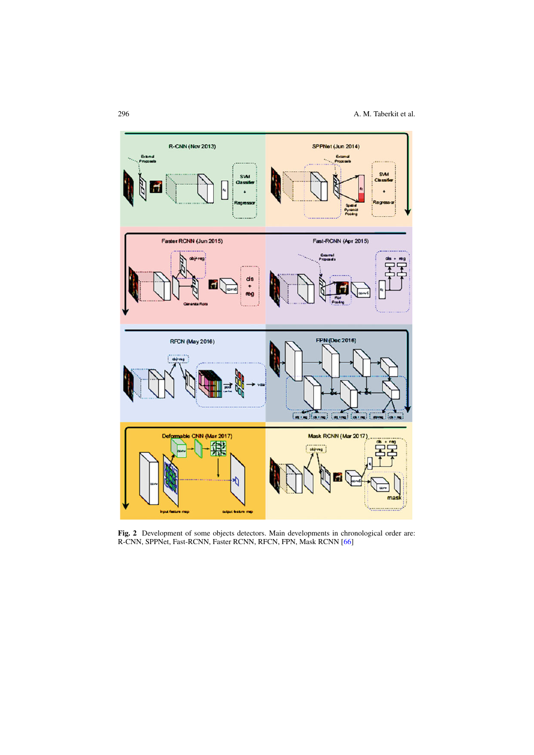**Fig. 2** Development of some objects detectors. Main developments in chronological order are: R-CNN, SPPNet, Fast-RCNN, Faster RCNN, RFCN, FPN, Mask RCNN [66]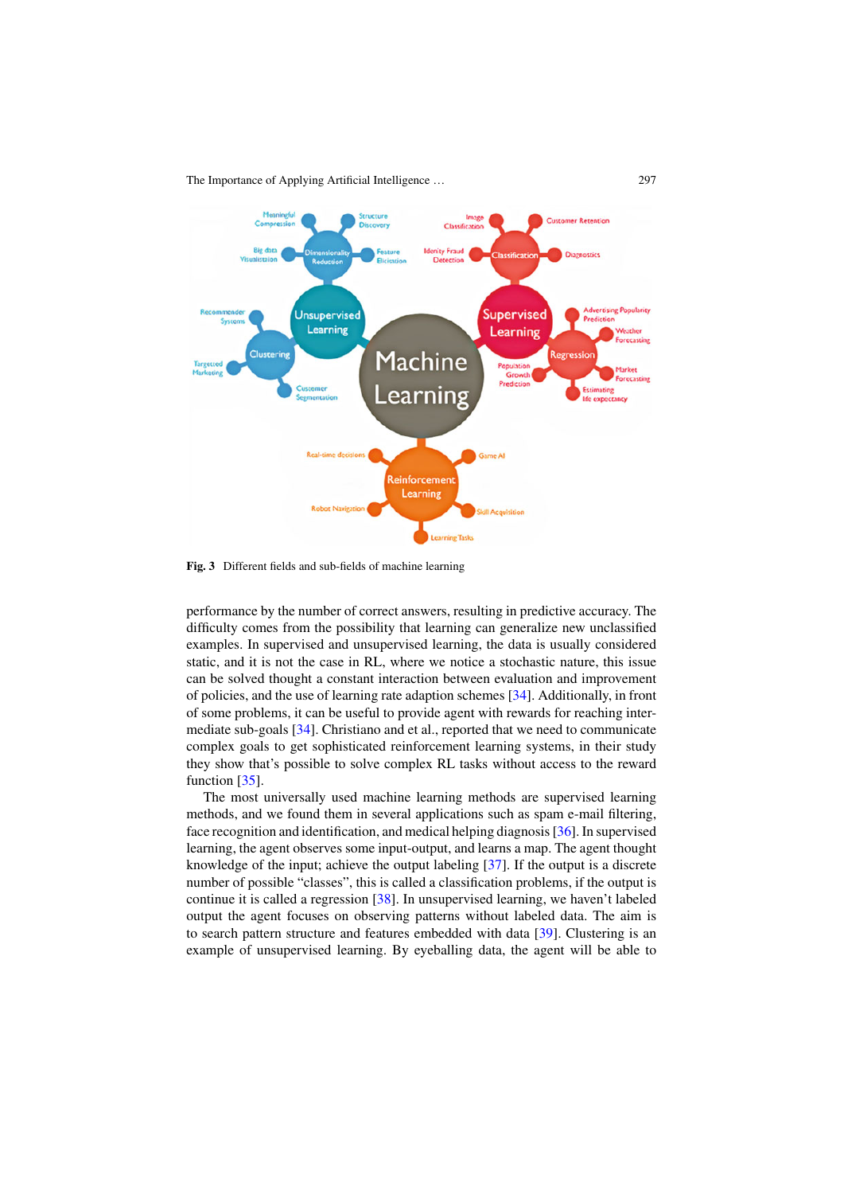**Fig. 3** Different fields and sub-fields of machine learning

performance by the number of correct answers, resulting in predictive accuracy. The difficulty comes from the possibility that learning can generalize new unclassified examples. In supervised and unsupervised learning, the data is usually considered static, and it is not the case in RL, where we notice a stochastic nature, this issue can be solved thought a constant interaction between evaluation and improvement of policies, and the use of learning rate adaption schemes [34]. Additionally, in front of some problems, it can be useful to provide agent with rewards for reaching intermediate sub-goals [34]. Christiano and et al., reported that we need to communicate complex goals to get sophisticated reinforcement learning systems, in their study they show that's possible to solve complex RL tasks without access to the reward function [35].

The most universally used machine learning methods are supervised learning methods, and we found them in several applications such as spam e-mail filtering, face recognition and identification, and medical helping diagnosis [36]. In supervised learning, the agent observes some input-output, and learns a map. The agent thought knowledge of the input; achieve the output labeling [37]. If the output is a discrete number of possible "classes", this is called a classification problems, if the output is continue it is called a regression [38]. In unsupervised learning, we haven't labeled output the agent focuses on observing patterns without labeled data. The aim is to search pattern structure and features embedded with data [39]. Clustering is an example of unsupervised learning. By eyeballing data, the agent will be able to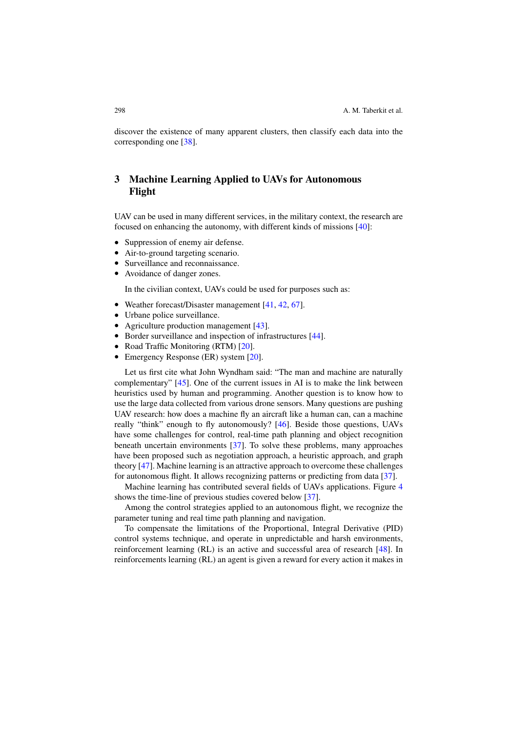discover the existence of many apparent clusters, then classify each data into the corresponding one [38].

## 3 Machine Learning Applied to UAVs for Autonomous Flight

UAV can be used in many different services, in the military context, the research are focused on enhancing the autonomy, with different kinds of missions [40]:

- Suppression of enemy air defense.
- Air-to-ground targeting scenario.
- Surveillance and reconnaissance.
- Avoidance of danger zones.

In the civilian context, UAVs could be used for purposes such as:

- Weather forecast/Disaster management [41, 42, 67].
- Urbane police surveillance.
- Agriculture production management [43].
- Border surveillance and inspection of infrastructures [44].
- Road Traffic Monitoring (RTM) [20].
- Emergency Response (ER) system [20].

Let us first cite what John Wyndham said: "The man and machine are naturally complementary" [45]. One of the current issues in AI is to make the link between heuristics used by human and programming. Another question is to know how to use the large data collected from various drone sensors. Many questions are pushing UAV research: how does a machine fly an aircraft like a human can, can a machine really "think" enough to fly autonomously? [46]. Beside those questions, UAVs have some challenges for control, real-time path planning and object recognition beneath uncertain environments [37]. To solve these problems, many approaches have been proposed such as negotiation approach, a heuristic approach, and graph theory [47]. Machine learning is an attractive approach to overcome these challenges for autonomous flight. It allows recognizing patterns or predicting from data [37].

Machine learning has contributed several fields of UAVs applications. Figure 4 shows the time-line of previous studies covered below [37].

Among the control strategies applied to an autonomous flight, we recognize the parameter tuning and real time path planning and navigation.

To compensate the limitations of the Proportional, Integral Derivative (PID) control systems technique, and operate in unpredictable and harsh environments, reinforcement learning (RL) is an active and successful area of research [48]. In reinforcements learning (RL) an agent is given a reward for every action it makes in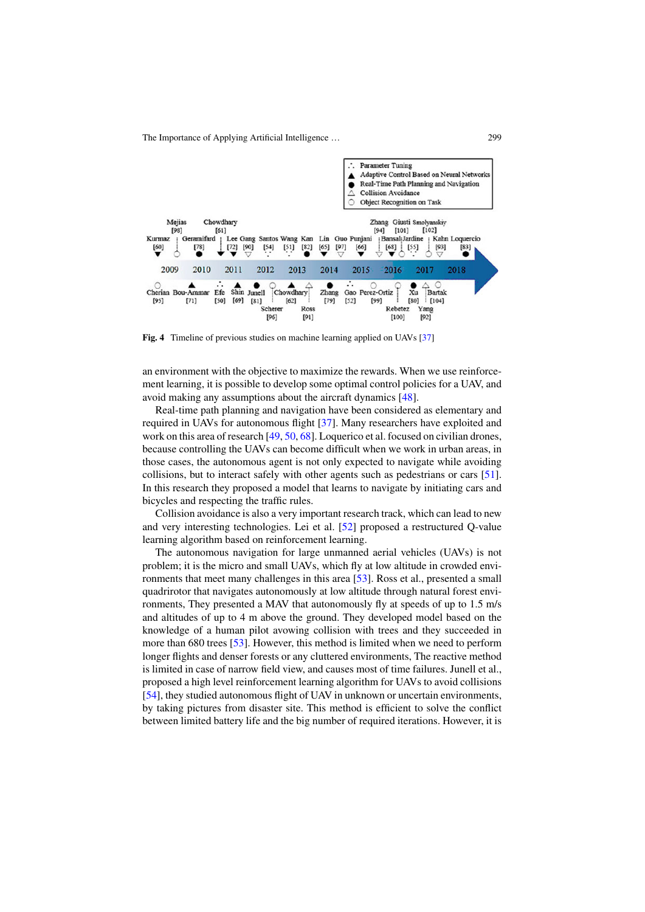Fig. 4 Timeline of previous studies on machine learning applied on UAVs [37]

an environment with the objective to maximize the rewards. When we use reinforcement learning, it is possible to develop some optimal control policies for a UAV, and avoid making any assumptions about the aircraft dynamics [48].

Real-time path planning and navigation have been considered as elementary and required in UAVs for autonomous flight [37]. Many researchers have exploited and work on this area of research [49, 50, 68]. Loquerico et al. focused on civilian drones, because controlling the UAVs can become difficult when we work in urban areas, in those cases, the autonomous agent is not only expected to navigate while avoiding collisions, but to interact safely with other agents such as pedestrians or cars [51]. In this research they proposed a model that learns to navigate by initiating cars and bicycles and respecting the traffic rules.

Collision avoidance is also a very important research track, which can lead to new and very interesting technologies. Lei et al. [52] proposed a restructured Q-value learning algorithm based on reinforcement learning.

The autonomous navigation for large unmanned aerial vehicles (UAVs) is not problem; it is the micro and small UAVs, which fly at low altitude in crowded environments that meet many challenges in this area [53]. Ross et al., presented a small quadrirotor that navigates autonomously at low altitude through natural forest environments, They presented a MAV that autonomously fly at speeds of up to 1.5 m/s and altitudes of up to 4 m above the ground. They developed model based on the knowledge of a human pilot avowing collision with trees and they succeeded in more than 680 trees [53]. However, this method is limited when we need to perform longer flights and denser forests or any cluttered environments, The reactive method is limited in case of narrow field view, and causes most of time failures. Junell et al., proposed a high level reinforcement learning algorithm for UAVs to avoid collisions [54], they studied autonomous flight of UAV in unknown or uncertain environments, by taking pictures from disaster site. This method is efficient to solve the conflict between limited battery life and the big number of required iterations. However, it is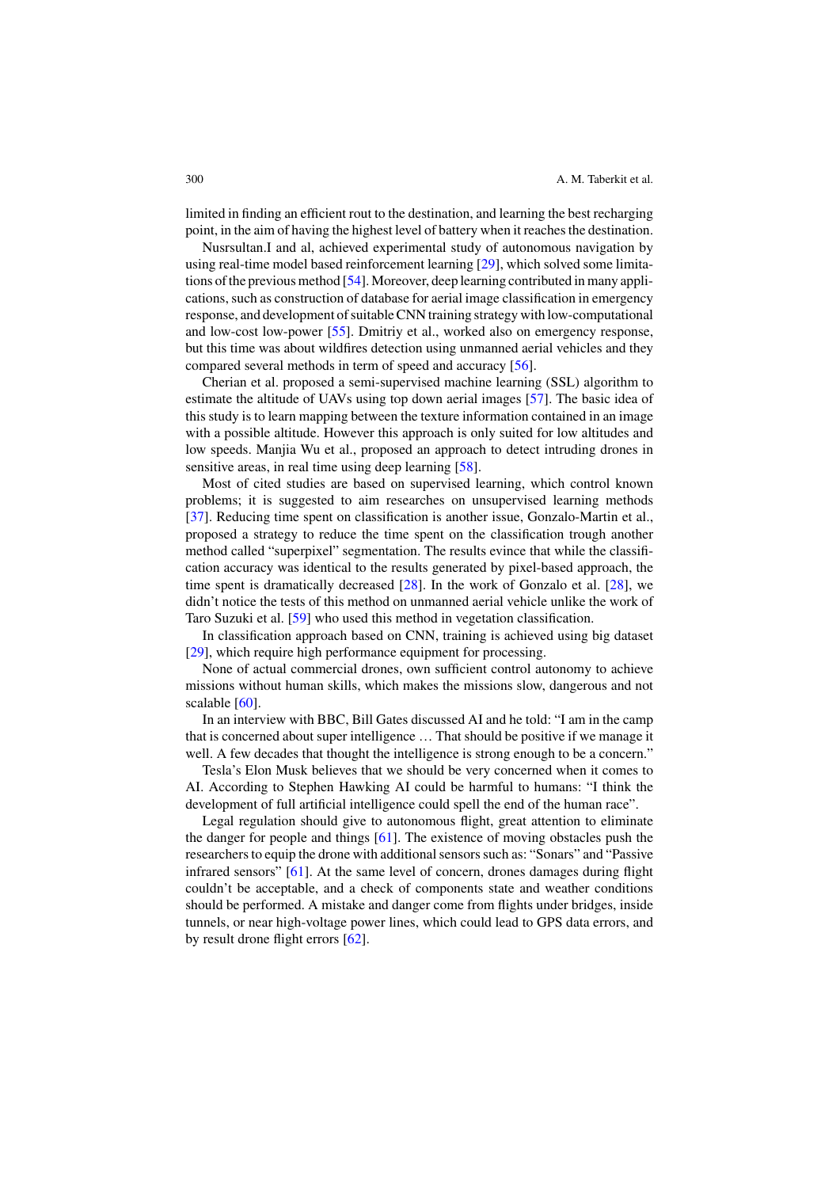limited in finding an efficient rout to the destination, and learning the best recharging point, in the aim of having the highest level of battery when it reaches the destination.

Nusrsultan.I and al, achieved experimental study of autonomous navigation by using real-time model based reinforcement learning [29], which solved some limitations of the previous method [54]. Moreover, deep learning contributed in many applications, such as construction of database for aerial image classification in emergency response, and development of suitable CNN training strategy with low-computational and low-cost low-power [55]. Dmitriy et al., worked also on emergency response, but this time was about wildfires detection using unmanned aerial vehicles and they compared several methods in term of speed and accuracy [56].

Cherian et al. proposed a semi-supervised machine learning (SSL) algorithm to estimate the altitude of UAVs using top down aerial images [57]. The basic idea of this study is to learn mapping between the texture information contained in an image with a possible altitude. However this approach is only suited for low altitudes and low speeds. Manjia Wu et al., proposed an approach to detect intruding drones in sensitive areas, in real time using deep learning [58].

Most of cited studies are based on supervised learning, which control known problems; it is suggested to aim researches on unsupervised learning methods [37]. Reducing time spent on classification is another issue, Gonzalo-Martin et al., proposed a strategy to reduce the time spent on the classification trough another method called "superpixel" segmentation. The results evince that while the classification accuracy was identical to the results generated by pixel-based approach, the time spent is dramatically decreased [28]. In the work of Gonzalo et al. [28], we didn't notice the tests of this method on unmanned aerial vehicle unlike the work of Taro Suzuki et al. [59] who used this method in vegetation classification.

In classification approach based on CNN, training is achieved using big dataset [29], which require high performance equipment for processing.

None of actual commercial drones, own sufficient control autonomy to achieve missions without human skills, which makes the missions slow, dangerous and not scalable [60].

In an interview with BBC, Bill Gates discussed AI and he told: "I am in the camp that is concerned about super intelligence … That should be positive if we manage it well. A few decades that thought the intelligence is strong enough to be a concern."

Tesla's Elon Musk believes that we should be very concerned when it comes to AI. According to Stephen Hawking AI could be harmful to humans: "I think the development of full artificial intelligence could spell the end of the human race".

Legal regulation should give to autonomous flight, great attention to eliminate the danger for people and things [61]. The existence of moving obstacles push the researchers to equip the drone with additional sensors such as: "Sonars" and "Passive infrared sensors" [61]. At the same level of concern, drones damages during flight couldn't be acceptable, and a check of components state and weather conditions should be performed. A mistake and danger come from flights under bridges, inside tunnels, or near high-voltage power lines, which could lead to GPS data errors, and by result drone flight errors [62].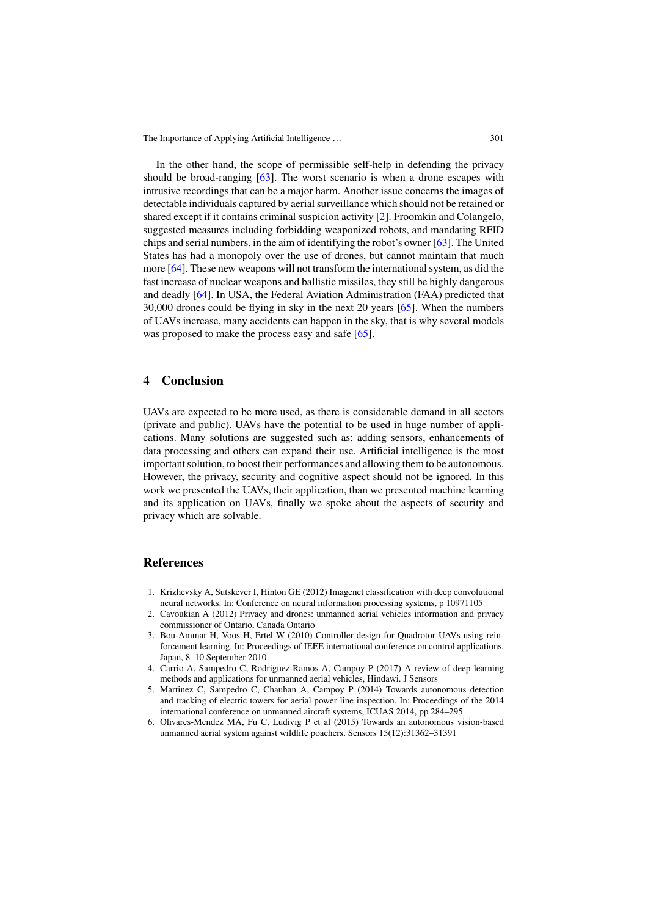In the other hand, the scope of permissible self-help in defending the privacy should be broad-ranging [63]. The worst scenario is when a drone escapes with intrusive recordings that can be a major harm. Another issue concerns the images of detectable individuals captured by aerial surveillance which should not be retained or shared except if it contains criminal suspicion activity [2]. Froomkin and Colangelo, suggested measures including forbidding weaponized robots, and mandating RFID chips and serial numbers, in the aim of identifying the robot's owner [63]. The United States has had a monopoly over the use of drones, but cannot maintain that much more [64]. These new weapons will not transform the international system, as did the fast increase of nuclear weapons and ballistic missiles, they still be highly dangerous and deadly [64]. In USA, the Federal Aviation Administration (FAA) predicted that 30,000 drones could be flying in sky in the next 20 years [65]. When the numbers of UAVs increase, many accidents can happen in the sky, that is why several models was proposed to make the process easy and safe [65].

## 4 Conclusion

UAVs are expected to be more used, as there is considerable demand in all sectors (private and public). UAVs have the potential to be used in huge number of applications. Many solutions are suggested such as: adding sensors, enhancements of data processing and others can expand their use. Artificial intelligence is the most important solution, to boost their performances and allowing them to be autonomous. However, the privacy, security and cognitive aspect should not be ignored. In this work we presented the UAVs, their application, than we presented machine learning and its application on UAVs, finally we spoke about the aspects of security and privacy which are solvable.

## References

1. Krizhevsky A, Sutskever I, Hinton GE (2012) Imagenet classification with deep convolutional neural networks. In: Conference on neural information processing systems, p 10971105
2. Cavoukian A (2012) Privacy and drones: unmanned aerial vehicles information and privacy commissioner of Ontario, Canada Ontario
3. Bou-Ammar H, Voos H, Ertel W (2010) Controller design for Quadrotor UAVs using reinforcement learning. In: Proceedings of IEEE international conference on control applications, Japan, 8–10 September 2010
4. Carrio A, Sampedro C, Rodriguez-Ramos A, Campoy P (2017) A review of deep learning methods and applications for unmanned aerial vehicles, Hindawi. J Sensors
5. Martinez C, Sampedro C, Chauhan A, Campoy P (2014) Towards autonomous detection and tracking of electric towers for aerial power line inspection. In: Proceedings of the 2014 international conference on unmanned aircraft systems, ICUAS 2014, pp 284–295
6. Olivares-Mendez MA, Fu C, Ludivig P et al (2015) Towards an autonomous vision-based unmanned aerial system against wildlife poachers. Sensors 15(12):31362–31391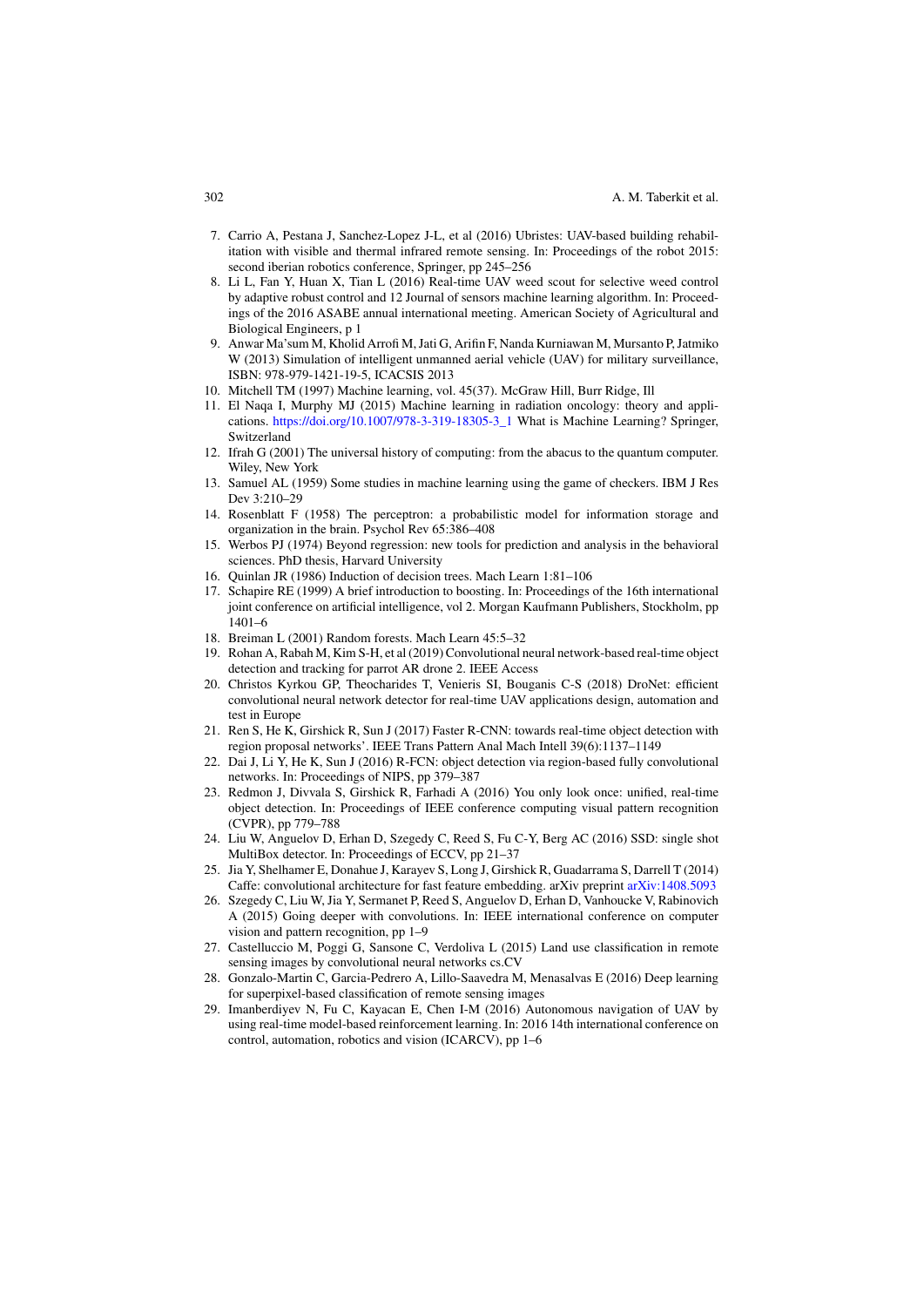7. Carrio A, Pestana J, Sanchez-Lopez J-L, et al (2016) Ubristes: UAV-based building rehabilitation with visible and thermal infrared remote sensing. In: Proceedings of the robot 2015: second iberian robotics conference, Springer, pp 245–256
8. Li L, Fan Y, Huan X, Tian L (2016) Real-time UAV weed scout for selective weed control by adaptive robust control and 12 Journal of sensors machine learning algorithm. In: Proceedings of the 2016 ASABE annual international meeting. American Society of Agricultural and Biological Engineers, p 1
9. Anwar Ma'sum M, Kholid Arrofi M, Jati G, Arifin F, Nanda Kurniawan M, Mursanto P, Jatmiko W (2013) Simulation of intelligent unmanned aerial vehicle (UAV) for military surveillance, ISBN: 978-979-1421-19-5, ICACSIS 2013
10. Mitchell TM (1997) Machine learning, vol. 45(37). McGraw Hill, Burr Ridge, Ill
11. El Naqa I, Murphy MJ (2015) Machine learning in radiation oncology: theory and applications. https://doi.org/10.1007/978-3-319-18305-3_1 What is Machine Learning? Springer, Switzerland
12. Ifrah G (2001) The universal history of computing: from the abacus to the quantum computer. Wiley, New York
13. Samuel AL (1959) Some studies in machine learning using the game of checkers. IBM J Res Dev 3:210–29
14. Rosenblatt F (1958) The perceptron: a probabilistic model for information storage and organization in the brain. Psychol Rev 65:386–408
15. Werbos PJ (1974) Beyond regression: new tools for prediction and analysis in the behavioral sciences. PhD thesis, Harvard University
16. Quinlan JR (1986) Induction of decision trees. Mach Learn 1:81–106
17. Schapire RE (1999) A brief introduction to boosting. In: Proceedings of the 16th international joint conference on artificial intelligence, vol 2. Morgan Kaufmann Publishers, Stockholm, pp 1401–6
18. Breiman L (2001) Random forests. Mach Learn 45:5–32
19. Rohan A, Rabah M, Kim S-H, et al (2019) Convolutional neural network-based real-time object detection and tracking for parrot AR drone 2. IEEE Access
20. Christos Kyrkou GP, Theocharides T, Venieris SI, Bouganis C-S (2018) DroNet: efficient convolutional neural network detector for real-time UAV applications design, automation and test in Europe
21. Ren S, He K, Girshick R, Sun J (2017) Faster R-CNN: towards real-time object detection with region proposal networks'. IEEE Trans Pattern Anal Mach Intell 39(6):1137–1149
22. Dai J, Li Y, He K, Sun J (2016) R-FCN: object detection via region-based fully convolutional networks. In: Proceedings of NIPS, pp 379–387
23. Redmon J, Divvala S, Girshick R, Farhadi A (2016) You only look once: unified, real-time object detection. In: Proceedings of IEEE conference computing visual pattern recognition (CVPR), pp 779–788
24. Liu W, Anguelov D, Erhan D, Szegedy C, Reed S, Fu C-Y, Berg AC (2016) SSD: single shot MultiBox detector. In: Proceedings of ECCV, pp 21–37
25. Jia Y, Shelhamer E, Donahue J, Karayev S, Long J, Girshick R, Guadarrama S, Darrell T (2014) Caffe: convolutional architecture for fast feature embedding. arXiv preprint arXiv:1408.5093
26. Szegedy C, Liu W, Jia Y, Sermanet P, Reed S, Anguelov D, Erhan D, Vanhoucke V, Rabinovich A (2015) Going deeper with convolutions. In: IEEE international conference on computer vision and pattern recognition, pp 1–9
27. Castelluccio M, Poggi G, Sansone C, Verdoliva L (2015) Land use classification in remote sensing images by convolutional neural networks cs.CV
28. Gonzalo-Martin C, Garcia-Pedrero A, Lillo-Saavedra M, Menasalvas E (2016) Deep learning for superpixel-based classification of remote sensing images
29. Imanberdiyev N, Fu C, Kayacan E, Chen I-M (2016) Autonomous navigation of UAV by using real-time model-based reinforcement learning. In: 2016 14th international conference on control, automation, robotics and vision (ICARCV), pp 1–6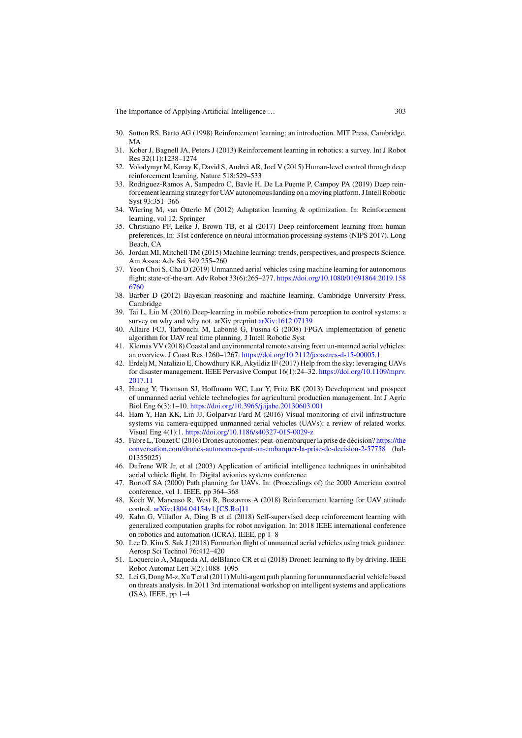30. Sutton RS, Barto AG (1998) Reinforcement learning: an introduction. MIT Press, Cambridge, MA
31. Kober J, Bagnell JA, Peters J (2013) Reinforcement learning in robotics: a survey. Int J Robot Res 32(11):1238–1274
32. Volodymyr M, Koray K, David S, Andrei AR, Joel V (2015) Human-level control through deep reinforcement learning. Nature 518:529–533
33. Rodriguez-Ramos A, Sampedro C, Bavle H, De La Puente P, Campoy PA (2019) Deep reinforcement learning strategy for UAV autonomous landing on a moving platform. J Intell Robotic Syst 93:351–366
34. Wiering M, van Otterlo M (2012) Adaptation learning & optimization. In: Reinforcement learning, vol 12. Springer
35. Christiano PF, Leike J, Brown TB, et al (2017) Deep reinforcement learning from human preferences. In: 31st conference on neural information processing systems (NIPS 2017). Long Beach, CA
36. Jordan MI, Mitchell TM (2015) Machine learning: trends, perspectives, and prospects Science. Am Assoc Adv Sci 349:255–260
37. Yeon Choi S, Cha D (2019) Unmanned aerial vehicles using machine learning for autonomous flight; state-of-the-art. Adv Robot 33(6):265–277. https://doi.org/10.1080/01691864.2019.1586760
38. Barber D (2012) Bayesian reasoning and machine learning. Cambridge University Press, Cambridge
39. Tai L, Liu M (2016) Deep-learning in mobile robotics-from perception to control systems: a survey on why and why not. arXiv preprint arXiv:1612.07139
40. Allaire FCJ, Tarbouchi M, Labonté G, Fusina G (2008) FPGA implementation of genetic algorithm for UAV real time planning. J Intell Robotic Syst
41. Klemas VV (2018) Coastal and environmental remote sensing from un-manned aerial vehicles: an overview. J Coast Res 1260–1267. https://doi.org/10.2112/jcoastres-d-15-00005.1
42. Erdelj M, Natalizio E, Chowdhury KR, Akyildiz IF (2017) Help from the sky: leveraging UAVs for disaster management. IEEE Pervasive Comput 16(1):24–32. https://doi.org/10.1109/mprv.2017.11
43. Huang Y, Thomson SJ, Hoffmann WC, Lan Y, Fritz BK (2013) Development and prospect of unmanned aerial vehicle technologies for agricultural production management. Int J Agric Biol Eng 6(3):1–10. https://doi.org/10.3965/j.ijabe.20130603.001
44. Ham Y, Han KK, Lin JJ, Golparvar-Fard M (2016) Visual monitoring of civil infrastructure systems via camera-equipped unmanned aerial vehicles (UAVs): a review of related works. Visual Eng 4(1):1. https://doi.org/10.1186/s40327-015-0029-z
45. Fabre L, Touzet C (2016) Drones autonomes: peut-on embarquer la prise de décision? https://theconversation.com/drones-autonomes-peut-on-embarquer-la-prise-de-decision-2-57758 (hal-01355025)
46. Dufrene WR Jr, et al (2003) Application of artificial intelligence techniques in uninhabited aerial vehicle flight. In: Digital avionics systems conference
47. Bortoff SA (2000) Path planning for UAVs. In: (Proceedings of) the 2000 American control conference, vol 1. IEEE, pp 364–368
48. Koch W, Mancuso R, West R, Bestavros A (2018) Reinforcement learning for UAV attitude control. arXiv:1804.04154v1,[CS.Ro]11
49. Kahn G, Villaflor A, Ding B et al (2018) Self-supervised deep reinforcement learning with generalized computation graphs for robot navigation. In: 2018 IEEE international conference on robotics and automation (ICRA). IEEE, pp 1–8
50. Lee D, Kim S, Suk J (2018) Formation flight of unmanned aerial vehicles using track guidance. Aerosp Sci Technol 76:412–420
51. Loquercio A, Maqueda AI, delBlanco CR et al (2018) Dronet: learning to fly by driving. IEEE Robot Automat Lett 3(2):1088–1095
52. Lei G, Dong M-z, Xu T et al (2011) Multi-agent path planning for unmanned aerial vehicle based on threats analysis. In 2011 3rd international workshop on intelligent systems and applications (ISA). IEEE, pp 1–4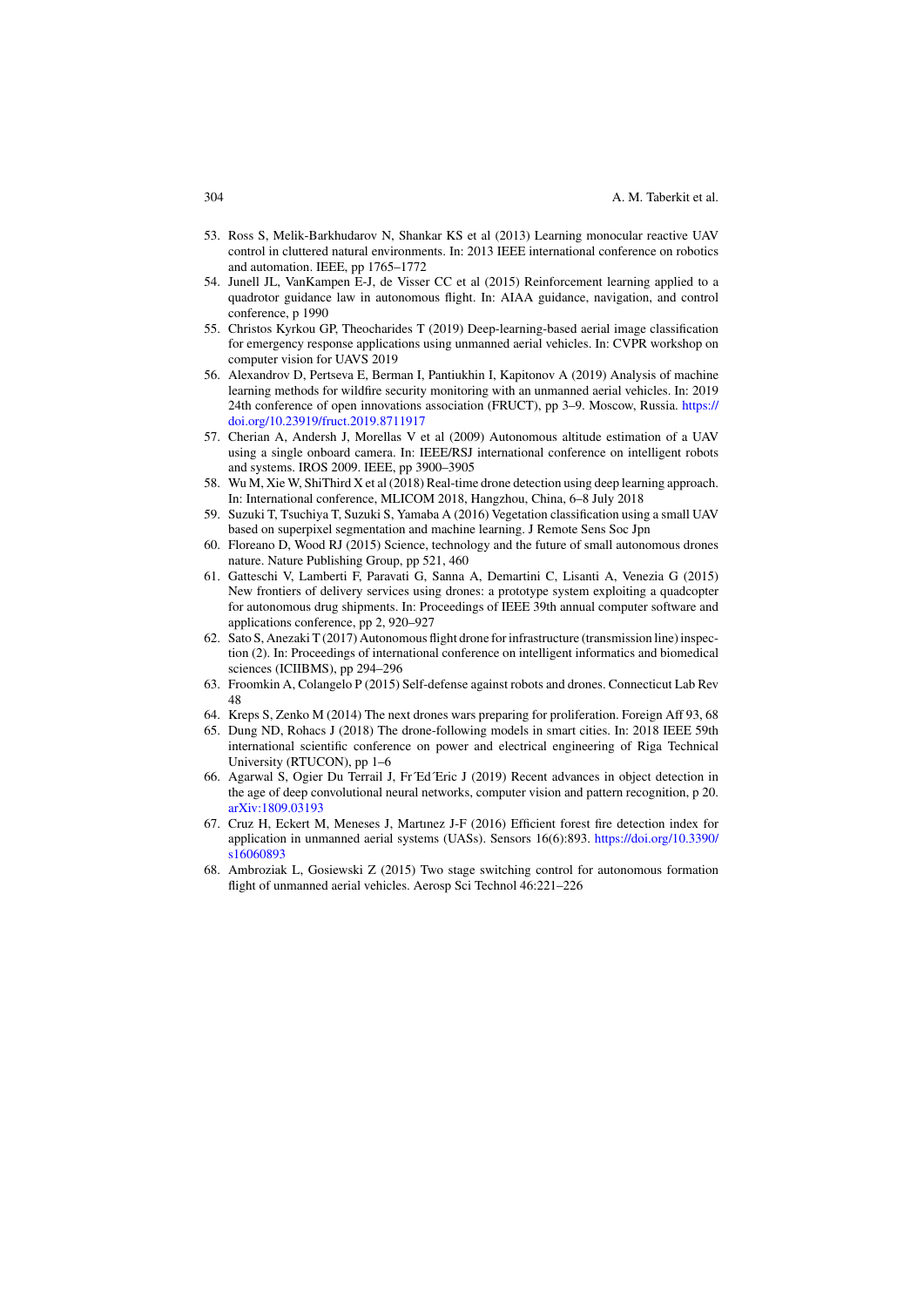53. Ross S, Melik-Barkhudarov N, Shankar KS et al (2013) Learning monocular reactive UAV control in cluttered natural environments. In: 2013 IEEE international conference on robotics and automation. IEEE, pp 1765–1772
54. Junell JL, VanKampen E-J, de Visser CC et al (2015) Reinforcement learning applied to a quadrotor guidance law in autonomous flight. In: AIAA guidance, navigation, and control conference, p 1990
55. Christos Kyrkou GP, Theocharides T (2019) Deep-learning-based aerial image classification for emergency response applications using unmanned aerial vehicles. In: CVPR workshop on computer vision for UAVS 2019
56. Alexandrov D, Pertseva E, Berman I, Pantiukhin I, Kapitonov A (2019) Analysis of machine learning methods for wildfire security monitoring with an unmanned aerial vehicles. In: 2019 24th conference of open innovations association (FRUCT), pp 3–9. Moscow, Russia. https://doi.org/10.23919/fruct.2019.8711917
57. Cherian A, Andersh J, Morellas V et al (2009) Autonomous altitude estimation of a UAV using a single onboard camera. In: IEEE/RSJ international conference on intelligent robots and systems. IROS 2009. IEEE, pp 3900–3905
58. Wu M, Xie W, ShiThird X et al (2018) Real-time drone detection using deep learning approach. In: International conference, MLICOM 2018, Hangzhou, China, 6–8 July 2018
59. Suzuki T, Tsuchiya T, Suzuki S, Yamaba A (2016) Vegetation classification using a small UAV based on superpixel segmentation and machine learning. J Remote Sens Soc Jpn
60. Floreano D, Wood RJ (2015) Science, technology and the future of small autonomous drones nature. Nature Publishing Group, pp 521, 460
61. Gatteschi V, Lamberti F, Paravati G, Sanna A, Demartini C, Lisanti A, Venezia G (2015) New frontiers of delivery services using drones: a prototype system exploiting a quadcopter for autonomous drug shipments. In: Proceedings of IEEE 39th annual computer software and applications conference, pp 2, 920–927
62. Sato S, Anezaki T (2017) Autonomous flight drone for infrastructure (transmission line) inspection (2). In: Proceedings of international conference on intelligent informatics and biomedical sciences (ICIIBMS), pp 294–296
63. Froomkin A, Colangelo P (2015) Self-defense against robots and drones. Connecticut Lab Rev 48
64. Kreps S, Zenko M (2014) The next drones wars preparing for proliferation. Foreign Aff 93, 68
65. Dung ND, Rohacs J (2018) The drone-following models in smart cities. In: 2018 IEEE 59th international scientific conference on power and electrical engineering of Riga Technical University (RTUCON), pp 1–6
66. Agarwal S, Ogier Du Terrail J, Fr´Ed´Eric J (2019) Recent advances in object detection in the age of deep convolutional neural networks, computer vision and pattern recognition, p 20. arXiv:1809.03193
67. Cruz H, Eckert M, Meneses J, Martınez J-F (2016) Efficient forest fire detection index for application in unmanned aerial systems (UASs). Sensors 16(6):893. https://doi.org/10.3390/s16060893
68. Ambroziak L, Gosiewski Z (2015) Two stage switching control for autonomous formation flight of unmanned aerial vehicles. Aerosp Sci Technol 46:221–226